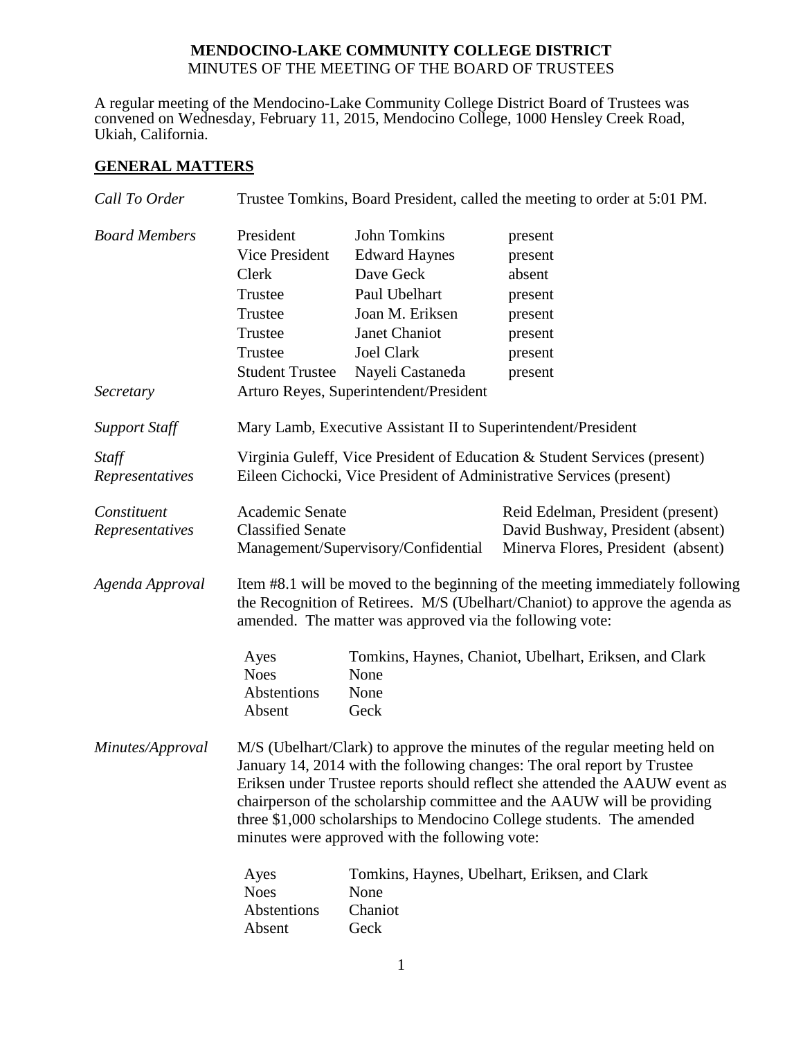**MENDOCINO-LAKE COMMUNITY COLLEGE DISTRICT**
MINUTES OF THE MEETING OF THE BOARD OF TRUSTEES

A regular meeting of the Mendocino-Lake Community College District Board of Trustees was convened on Wednesday, February 11, 2015, Mendocino College, 1000 Hensley Creek Road, Ukiah, California.

## GENERAL MATTERS

*Call To Order* — Trustee Tomkins, Board President, called the meeting to order at 5:01 PM.

*Board Members*

| | | |
|---|---|---|
| President | John Tomkins | present |
| Vice President | Edward Haynes | present |
| Clerk | Dave Geck | absent |
| Trustee | Paul Ubelhart | present |
| Trustee | Joan M. Eriksen | present |
| Trustee | Janet Chaniot | present |
| Trustee | Joel Clark | present |
| Student Trustee | Nayeli Castaneda | present |

*Secretary* — Arturo Reyes, Superintendent/President

*Support Staff* — Mary Lamb, Executive Assistant II to Superintendent/President

*Staff Representatives* — Virginia Guleff, Vice President of Education & Student Services (present)
Eileen Cichocki, Vice President of Administrative Services (present)

*Constituent Representatives*

| | |
|---|---|
| Academic Senate | Reid Edelman, President (present) |
| Classified Senate | David Bushway, President (absent) |
| Management/Supervisory/Confidential | Minerva Flores, President (absent) |

*Agenda Approval* — Item #8.1 will be moved to the beginning of the meeting immediately following the Recognition of Retirees. M/S (Ubelhart/Chaniot) to approve the agenda as amended. The matter was approved via the following vote:

| | |
|---|---|
| Ayes | Tomkins, Haynes, Chaniot, Ubelhart, Eriksen, and Clark |
| Noes | None |
| Abstentions | None |
| Absent | Geck |

*Minutes/Approval* — M/S (Ubelhart/Clark) to approve the minutes of the regular meeting held on January 14, 2014 with the following changes: The oral report by Trustee Eriksen under Trustee reports should reflect she attended the AAUW event as chairperson of the scholarship committee and the AAUW will be providing three $1,000 scholarships to Mendocino College students. The amended minutes were approved with the following vote:

| | |
|---|---|
| Ayes | Tomkins, Haynes, Ubelhart, Eriksen, and Clark |
| Noes | None |
| Abstentions | Chaniot |
| Absent | Geck |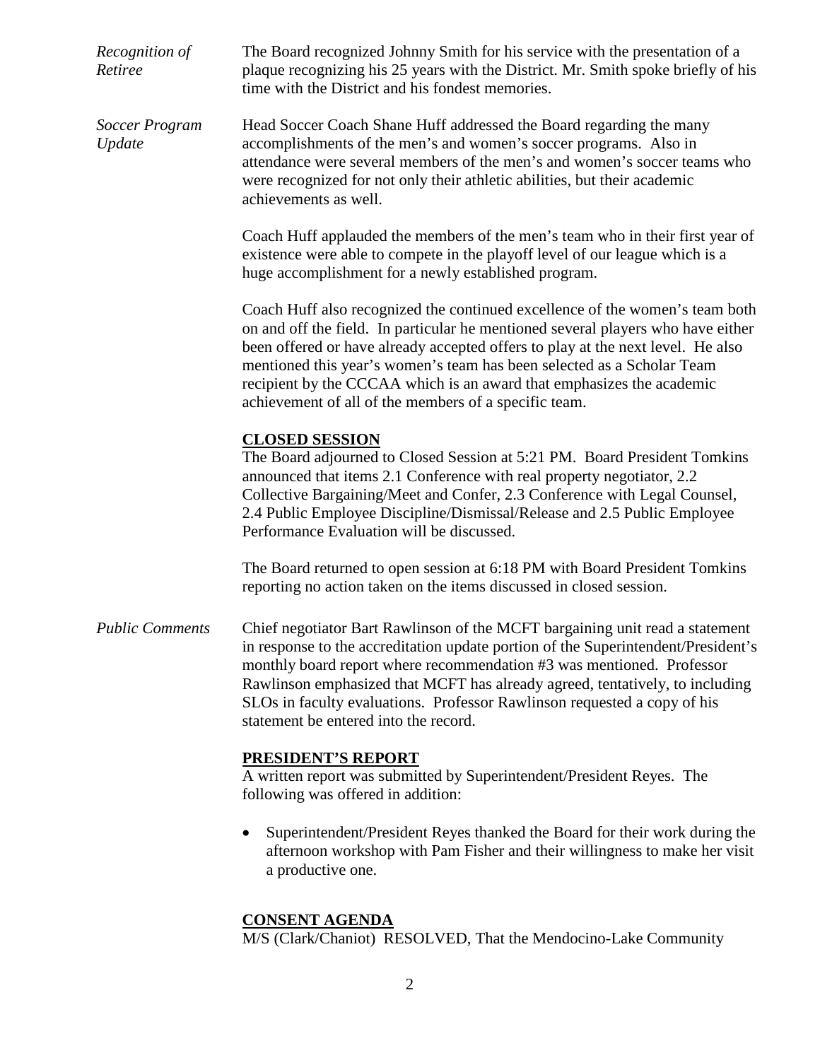*Recognition of Retiree*

The Board recognized Johnny Smith for his service with the presentation of a plaque recognizing his 25 years with the District. Mr. Smith spoke briefly of his time with the District and his fondest memories.

*Soccer Program Update*

Head Soccer Coach Shane Huff addressed the Board regarding the many accomplishments of the men's and women's soccer programs. Also in attendance were several members of the men's and women's soccer teams who were recognized for not only their athletic abilities, but their academic achievements as well.

Coach Huff applauded the members of the men's team who in their first year of existence were able to compete in the playoff level of our league which is a huge accomplishment for a newly established program.

Coach Huff also recognized the continued excellence of the women's team both on and off the field. In particular he mentioned several players who have either been offered or have already accepted offers to play at the next level. He also mentioned this year's women's team has been selected as a Scholar Team recipient by the CCCAA which is an award that emphasizes the academic achievement of all of the members of a specific team.

**CLOSED SESSION**

The Board adjourned to Closed Session at 5:21 PM. Board President Tomkins announced that items 2.1 Conference with real property negotiator, 2.2 Collective Bargaining/Meet and Confer, 2.3 Conference with Legal Counsel, 2.4 Public Employee Discipline/Dismissal/Release and 2.5 Public Employee Performance Evaluation will be discussed.

The Board returned to open session at 6:18 PM with Board President Tomkins reporting no action taken on the items discussed in closed session.

*Public Comments*

Chief negotiator Bart Rawlinson of the MCFT bargaining unit read a statement in response to the accreditation update portion of the Superintendent/President's monthly board report where recommendation #3 was mentioned. Professor Rawlinson emphasized that MCFT has already agreed, tentatively, to including SLOs in faculty evaluations. Professor Rawlinson requested a copy of his statement be entered into the record.

**PRESIDENT'S REPORT**

A written report was submitted by Superintendent/President Reyes. The following was offered in addition:

- Superintendent/President Reyes thanked the Board for their work during the afternoon workshop with Pam Fisher and their willingness to make her visit a productive one.

**CONSENT AGENDA**

M/S (Clark/Chaniot) RESOLVED, That the Mendocino-Lake Community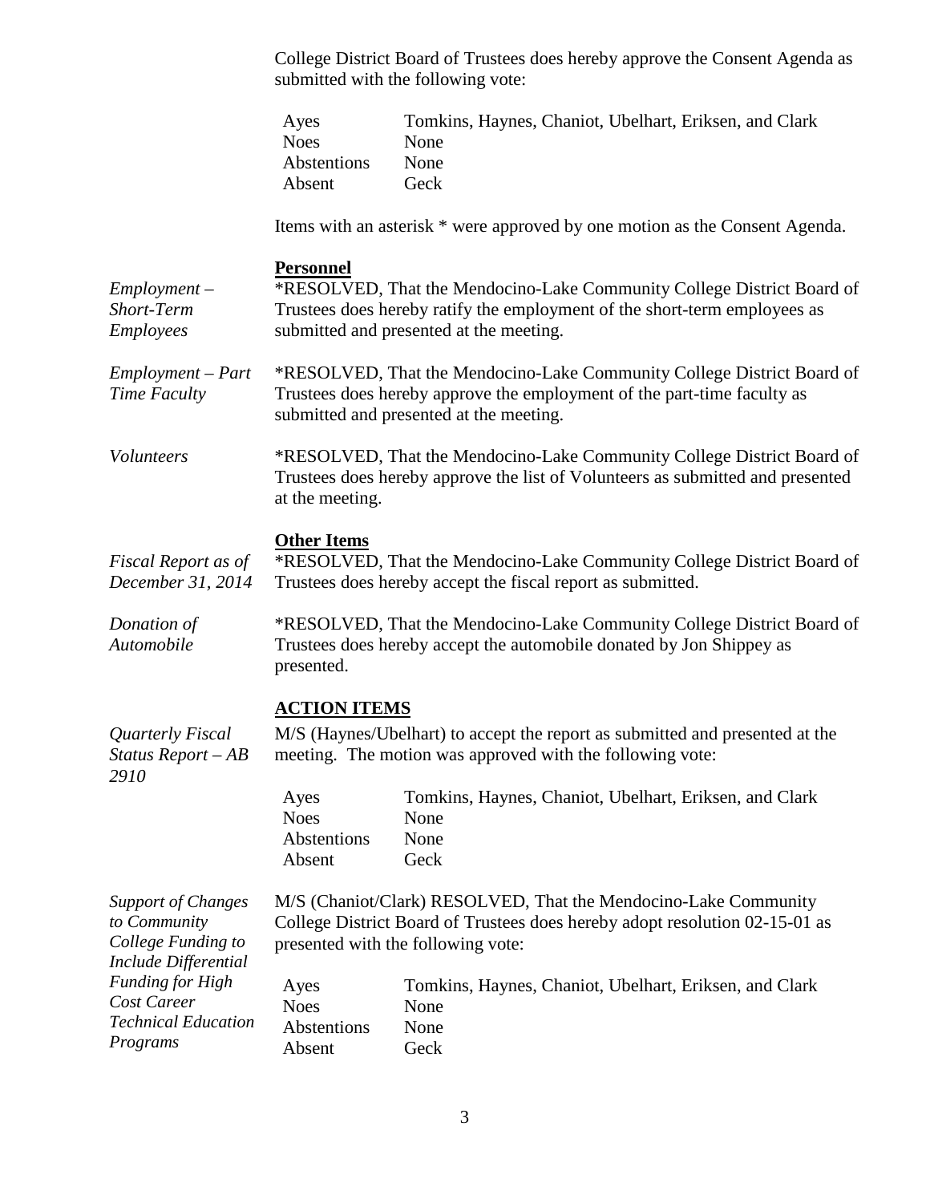College District Board of Trustees does hereby approve the Consent Agenda as submitted with the following vote:

| | |
|---|---|
| Ayes | Tomkins, Haynes, Chaniot, Ubelhart, Eriksen, and Clark |
| Noes | None |
| Abstentions | None |
| Absent | Geck |

Items with an asterisk * were approved by one motion as the Consent Agenda.

**Personnel**

*Employment – Short-Term Employees*

*RESOLVED, That the Mendocino-Lake Community College District Board of Trustees does hereby ratify the employment of the short-term employees as submitted and presented at the meeting.

*Employment – Part Time Faculty*

*RESOLVED, That the Mendocino-Lake Community College District Board of Trustees does hereby approve the employment of the part-time faculty as submitted and presented at the meeting.

*Volunteers*

*RESOLVED, That the Mendocino-Lake Community College District Board of Trustees does hereby approve the list of Volunteers as submitted and presented at the meeting.

**Other Items**

*Fiscal Report as of December 31, 2014*

*RESOLVED, That the Mendocino-Lake Community College District Board of Trustees does hereby accept the fiscal report as submitted.

*Donation of Automobile*

*RESOLVED, That the Mendocino-Lake Community College District Board of Trustees does hereby accept the automobile donated by Jon Shippey as presented.

**ACTION ITEMS**

*Quarterly Fiscal Status Report – AB 2910*

M/S (Haynes/Ubelhart) to accept the report as submitted and presented at the meeting. The motion was approved with the following vote:

| | |
|---|---|
| Ayes | Tomkins, Haynes, Chaniot, Ubelhart, Eriksen, and Clark |
| Noes | None |
| Abstentions | None |
| Absent | Geck |

*Support of Changes to Community College Funding to Include Differential Funding for High Cost Career Technical Education Programs*

M/S (Chaniot/Clark) RESOLVED, That the Mendocino-Lake Community College District Board of Trustees does hereby adopt resolution 02-15-01 as presented with the following vote:

| | |
|---|---|
| Ayes | Tomkins, Haynes, Chaniot, Ubelhart, Eriksen, and Clark |
| Noes | None |
| Abstentions | None |
| Absent | Geck |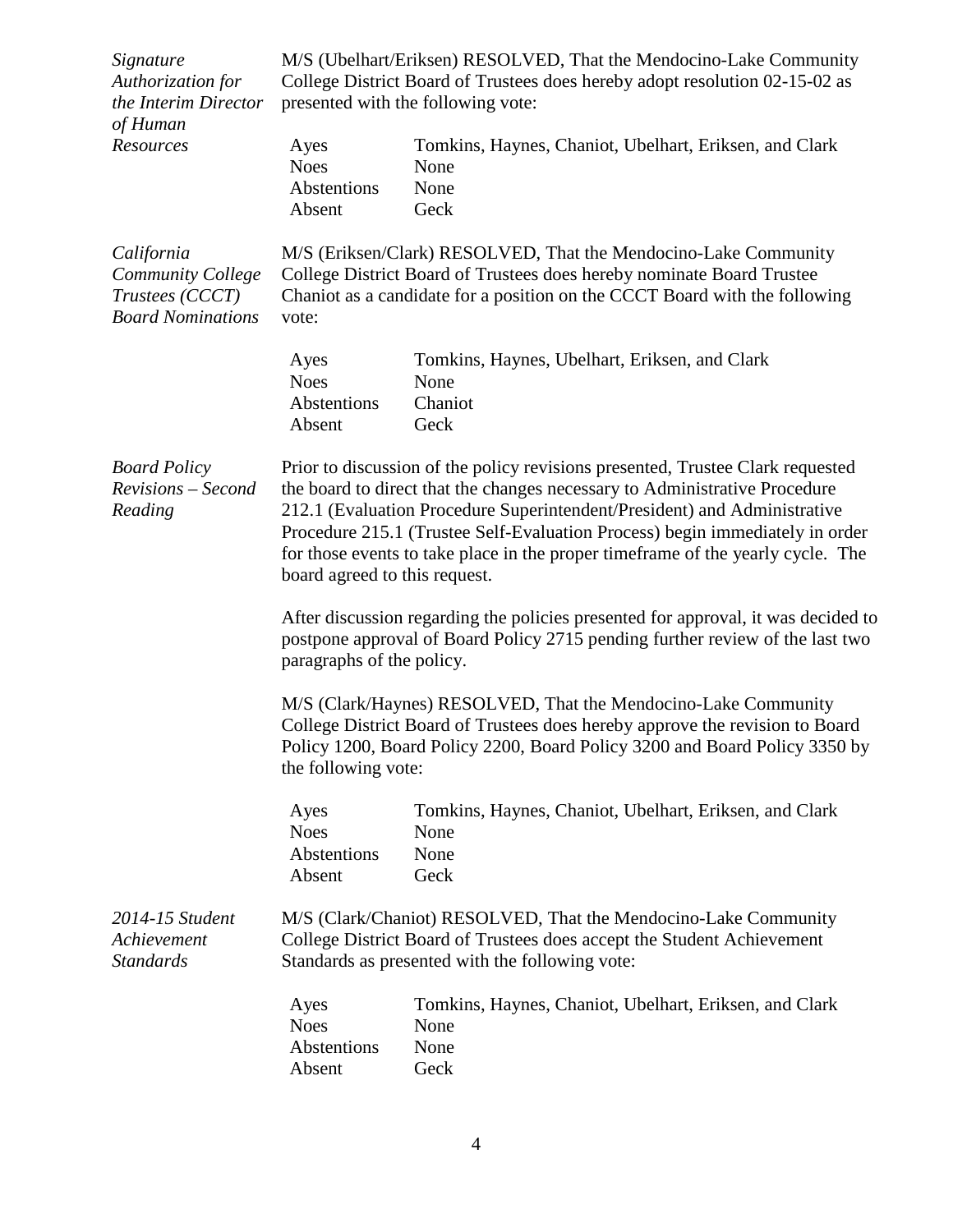*Signature Authorization for the Interim Director of Human Resources*

M/S (Ubelhart/Eriksen) RESOLVED, That the Mendocino-Lake Community College District Board of Trustees does hereby adopt resolution 02-15-02 as presented with the following vote:

| | |
|---|---|
| Ayes | Tomkins, Haynes, Chaniot, Ubelhart, Eriksen, and Clark |
| Noes | None |
| Abstentions | None |
| Absent | Geck |

*California Community College Trustees (CCCT) Board Nominations*

M/S (Eriksen/Clark) RESOLVED, That the Mendocino-Lake Community College District Board of Trustees does hereby nominate Board Trustee Chaniot as a candidate for a position on the CCCT Board with the following vote:

| | |
|---|---|
| Ayes | Tomkins, Haynes, Ubelhart, Eriksen, and Clark |
| Noes | None |
| Abstentions | Chaniot |
| Absent | Geck |

*Board Policy Revisions – Second Reading*

Prior to discussion of the policy revisions presented, Trustee Clark requested the board to direct that the changes necessary to Administrative Procedure 212.1 (Evaluation Procedure Superintendent/President) and Administrative Procedure 215.1 (Trustee Self-Evaluation Process) begin immediately in order for those events to take place in the proper timeframe of the yearly cycle. The board agreed to this request.

After discussion regarding the policies presented for approval, it was decided to postpone approval of Board Policy 2715 pending further review of the last two paragraphs of the policy.

M/S (Clark/Haynes) RESOLVED, That the Mendocino-Lake Community College District Board of Trustees does hereby approve the revision to Board Policy 1200, Board Policy 2200, Board Policy 3200 and Board Policy 3350 by the following vote:

| | |
|---|---|
| Ayes | Tomkins, Haynes, Chaniot, Ubelhart, Eriksen, and Clark |
| Noes | None |
| Abstentions | None |
| Absent | Geck |

*2014-15 Student Achievement Standards*

M/S (Clark/Chaniot) RESOLVED, That the Mendocino-Lake Community College District Board of Trustees does accept the Student Achievement Standards as presented with the following vote:

| | |
|---|---|
| Ayes | Tomkins, Haynes, Chaniot, Ubelhart, Eriksen, and Clark |
| Noes | None |
| Abstentions | None |
| Absent | Geck |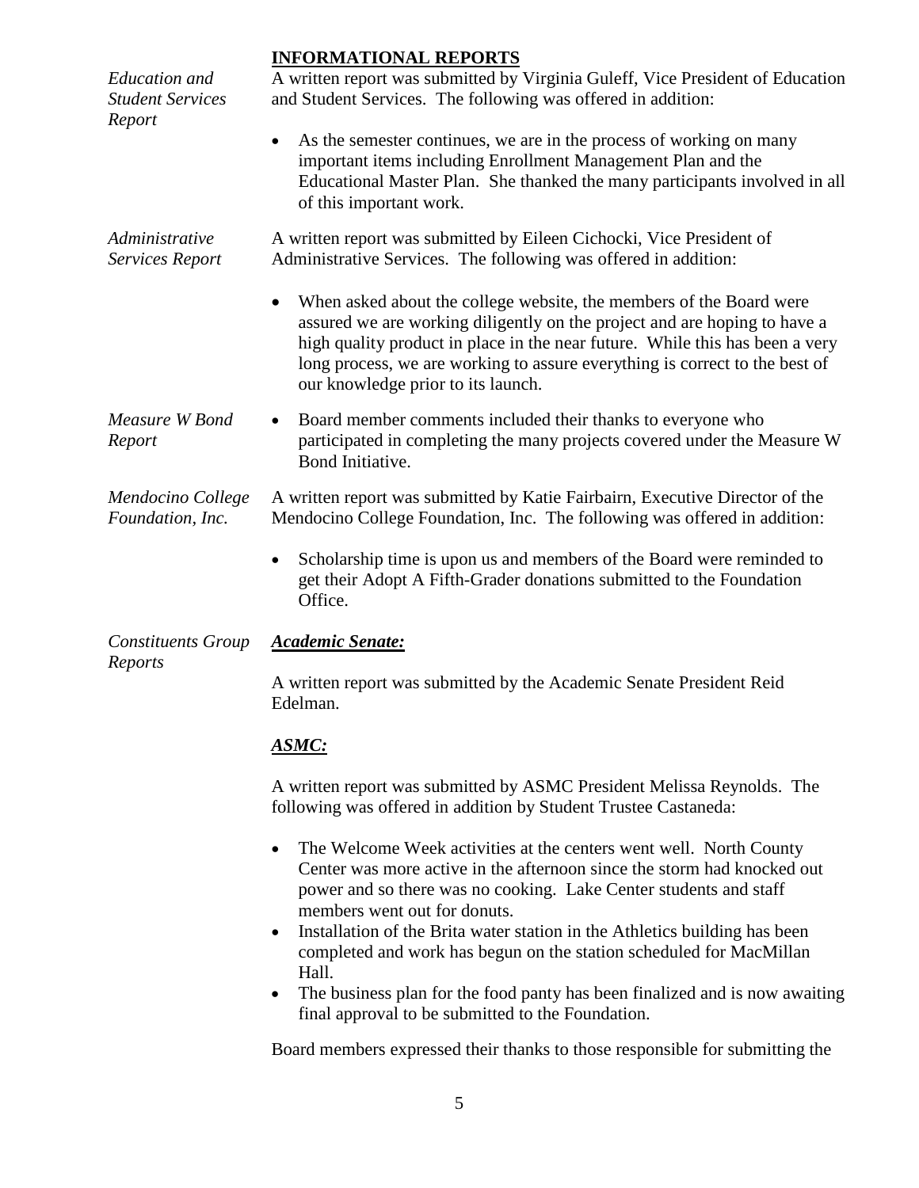## INFORMATIONAL REPORTS

*Education and Student Services Report*

A written report was submitted by Virginia Guleff, Vice President of Education and Student Services. The following was offered in addition:

- As the semester continues, we are in the process of working on many important items including Enrollment Management Plan and the Educational Master Plan. She thanked the many participants involved in all of this important work.

*Administrative Services Report*

A written report was submitted by Eileen Cichocki, Vice President of Administrative Services. The following was offered in addition:

- When asked about the college website, the members of the Board were assured we are working diligently on the project and are hoping to have a high quality product in place in the near future. While this has been a very long process, we are working to assure everything is correct to the best of our knowledge prior to its launch.

*Measure W Bond Report*

- Board member comments included their thanks to everyone who participated in completing the many projects covered under the Measure W Bond Initiative.

*Mendocino College Foundation, Inc.*

A written report was submitted by Katie Fairbairn, Executive Director of the Mendocino College Foundation, Inc. The following was offered in addition:

- Scholarship time is upon us and members of the Board were reminded to get their Adopt A Fifth-Grader donations submitted to the Foundation Office.

*Constituents Group Reports*

***Academic Senate:***

A written report was submitted by the Academic Senate President Reid Edelman.

***ASMC:***

A written report was submitted by ASMC President Melissa Reynolds. The following was offered in addition by Student Trustee Castaneda:

- The Welcome Week activities at the centers went well. North County Center was more active in the afternoon since the storm had knocked out power and so there was no cooking. Lake Center students and staff members went out for donuts.
- Installation of the Brita water station in the Athletics building has been completed and work has begun on the station scheduled for MacMillan Hall.
- The business plan for the food panty has been finalized and is now awaiting final approval to be submitted to the Foundation.

Board members expressed their thanks to those responsible for submitting the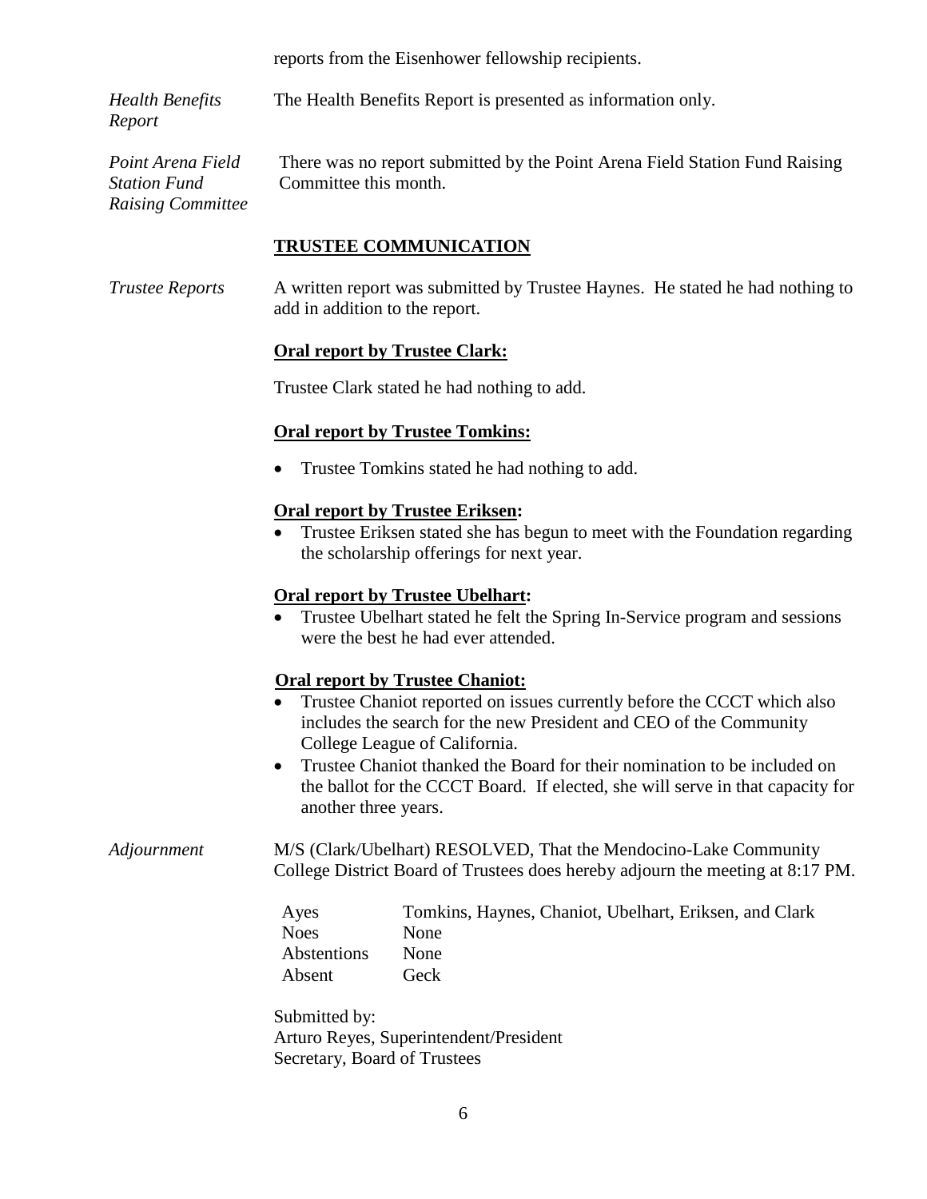reports from the Eisenhower fellowship recipients.

*Health Benefits Report*

The Health Benefits Report is presented as information only.

*Point Arena Field Station Fund Raising Committee*

There was no report submitted by the Point Arena Field Station Fund Raising Committee this month.

## TRUSTEE COMMUNICATION

*Trustee Reports*

A written report was submitted by Trustee Haynes. He stated he had nothing to add in addition to the report.

**Oral report by Trustee Clark:**

Trustee Clark stated he had nothing to add.

**Oral report by Trustee Tomkins:**

- Trustee Tomkins stated he had nothing to add.

**Oral report by Trustee Eriksen:**

- Trustee Eriksen stated she has begun to meet with the Foundation regarding the scholarship offerings for next year.

**Oral report by Trustee Ubelhart:**

- Trustee Ubelhart stated he felt the Spring In-Service program and sessions were the best he had ever attended.

**Oral report by Trustee Chaniot:**

- Trustee Chaniot reported on issues currently before the CCCT which also includes the search for the new President and CEO of the Community College League of California.
- Trustee Chaniot thanked the Board for their nomination to be included on the ballot for the CCCT Board. If elected, she will serve in that capacity for another three years.

*Adjournment*

M/S (Clark/Ubelhart) RESOLVED, That the Mendocino-Lake Community College District Board of Trustees does hereby adjourn the meeting at 8:17 PM.

| | |
|---|---|
| Ayes | Tomkins, Haynes, Chaniot, Ubelhart, Eriksen, and Clark |
| Noes | None |
| Abstentions | None |
| Absent | Geck |

Submitted by:
Arturo Reyes, Superintendent/President
Secretary, Board of Trustees